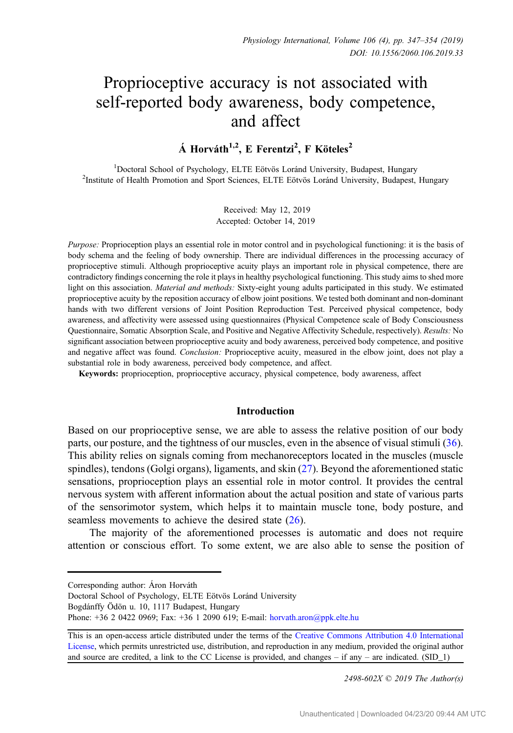# Proprioceptive accuracy is not associated with self-reported body awareness, body competence, and affect

**Á Horváth[1,2], E Ferentzi[2], F Köteles[2]**

[1]Doctoral School of Psychology, ELTE Eötvös Loránd University, Budapest, Hungary
[2]Institute of Health Promotion and Sport Sciences, ELTE Eötvös Loránd University, Budapest, Hungary

Received: May 12, 2019
Accepted: October 14, 2019

*Purpose:* Proprioception plays an essential role in motor control and in psychological functioning: it is the basis of body schema and the feeling of body ownership. There are individual differences in the processing accuracy of proprioceptive stimuli. Although proprioceptive acuity plays an important role in physical competence, there are contradictory findings concerning the role it plays in healthy psychological functioning. This study aims to shed more light on this association. *Material and methods:* Sixty-eight young adults participated in this study. We estimated proprioceptive acuity by the reposition accuracy of elbow joint positions. We tested both dominant and non-dominant hands with two different versions of Joint Position Reproduction Test. Perceived physical competence, body awareness, and affectivity were assessed using questionnaires (Physical Competence scale of Body Consciousness Questionnaire, Somatic Absorption Scale, and Positive and Negative Affectivity Schedule, respectively). *Results:* No significant association between proprioceptive acuity and body awareness, perceived body competence, and positive and negative affect was found. *Conclusion:* Proprioceptive acuity, measured in the elbow joint, does not play a substantial role in body awareness, perceived body competence, and affect.

**Keywords:** proprioception, proprioceptive accuracy, physical competence, body awareness, affect

## Introduction

Based on our proprioceptive sense, we are able to assess the relative position of our body parts, our posture, and the tightness of our muscles, even in the absence of visual stimuli (36). This ability relies on signals coming from mechanoreceptors located in the muscles (muscle spindles), tendons (Golgi organs), ligaments, and skin (27). Beyond the aforementioned static sensations, proprioception plays an essential role in motor control. It provides the central nervous system with afferent information about the actual position and state of various parts of the sensorimotor system, which helps it to maintain muscle tone, body posture, and seamless movements to achieve the desired state (26).

The majority of the aforementioned processes is automatic and does not require attention or conscious effort. To some extent, we are also able to sense the position of

---

Corresponding author: Áron Horváth
Doctoral School of Psychology, ELTE Eötvös Loránd University
Bogdánffy Ödön u. 10, 1117 Budapest, Hungary
Phone: +36 2 0422 0969; Fax: +36 1 2090 619; E-mail: horvath.aron@ppk.elte.hu

This is an open-access article distributed under the terms of the Creative Commons Attribution 4.0 International License, which permits unrestricted use, distribution, and reproduction in any medium, provided the original author and source are credited, a link to the CC License is provided, and changes – if any – are indicated. (SID_1)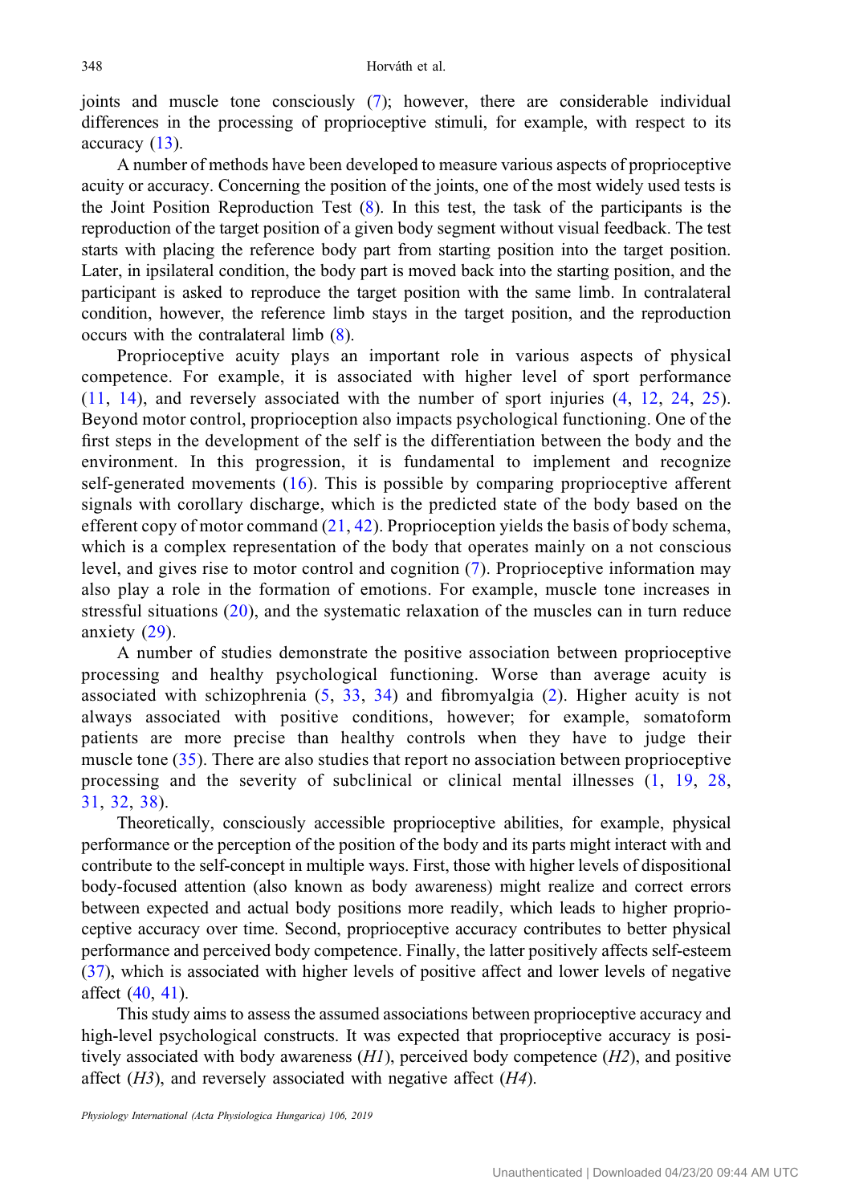joints and muscle tone consciously (7); however, there are considerable individual differences in the processing of proprioceptive stimuli, for example, with respect to its accuracy (13).

A number of methods have been developed to measure various aspects of proprioceptive acuity or accuracy. Concerning the position of the joints, one of the most widely used tests is the Joint Position Reproduction Test (8). In this test, the task of the participants is the reproduction of the target position of a given body segment without visual feedback. The test starts with placing the reference body part from starting position into the target position. Later, in ipsilateral condition, the body part is moved back into the starting position, and the participant is asked to reproduce the target position with the same limb. In contralateral condition, however, the reference limb stays in the target position, and the reproduction occurs with the contralateral limb (8).

Proprioceptive acuity plays an important role in various aspects of physical competence. For example, it is associated with higher level of sport performance (11, 14), and reversely associated with the number of sport injuries (4, 12, 24, 25). Beyond motor control, proprioception also impacts psychological functioning. One of the first steps in the development of the self is the differentiation between the body and the environment. In this progression, it is fundamental to implement and recognize self-generated movements (16). This is possible by comparing proprioceptive afferent signals with corollary discharge, which is the predicted state of the body based on the efferent copy of motor command (21, 42). Proprioception yields the basis of body schema, which is a complex representation of the body that operates mainly on a not conscious level, and gives rise to motor control and cognition (7). Proprioceptive information may also play a role in the formation of emotions. For example, muscle tone increases in stressful situations (20), and the systematic relaxation of the muscles can in turn reduce anxiety (29).

A number of studies demonstrate the positive association between proprioceptive processing and healthy psychological functioning. Worse than average acuity is associated with schizophrenia (5, 33, 34) and fibromyalgia (2). Higher acuity is not always associated with positive conditions, however; for example, somatoform patients are more precise than healthy controls when they have to judge their muscle tone (35). There are also studies that report no association between proprioceptive processing and the severity of subclinical or clinical mental illnesses (1, 19, 28, 31, 32, 38).

Theoretically, consciously accessible proprioceptive abilities, for example, physical performance or the perception of the position of the body and its parts might interact with and contribute to the self-concept in multiple ways. First, those with higher levels of dispositional body-focused attention (also known as body awareness) might realize and correct errors between expected and actual body positions more readily, which leads to higher proprioceptive accuracy over time. Second, proprioceptive accuracy contributes to better physical performance and perceived body competence. Finally, the latter positively affects self-esteem (37), which is associated with higher levels of positive affect and lower levels of negative affect (40, 41).

This study aims to assess the assumed associations between proprioceptive accuracy and high-level psychological constructs. It was expected that proprioceptive accuracy is positively associated with body awareness (*H1*), perceived body competence (*H2*), and positive affect (*H3*), and reversely associated with negative affect (*H4*).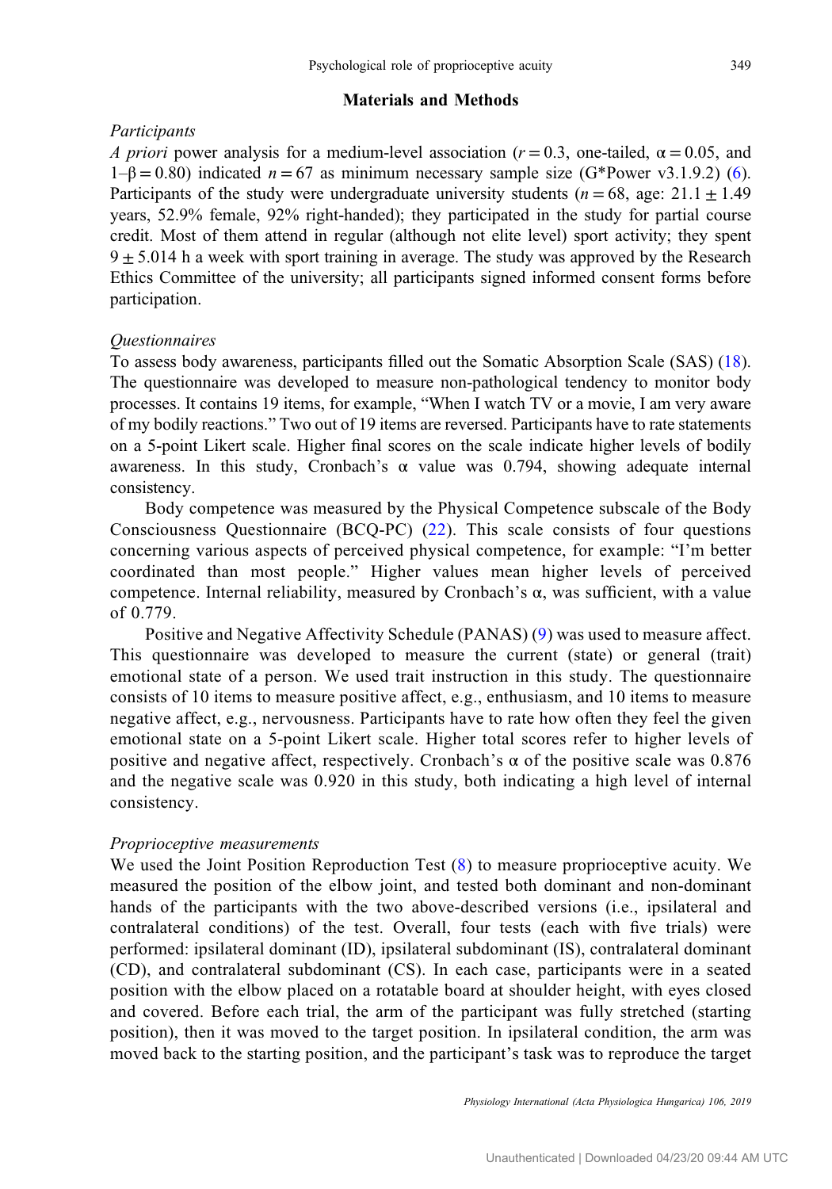## Materials and Methods

### *Participants*

*A priori* power analysis for a medium-level association ($r = 0.3$, one-tailed, $\alpha = 0.05$, and $1–\beta = 0.80$) indicated $n = 67$ as minimum necessary sample size (G*Power v3.1.9.2) (6). Participants of the study were undergraduate university students ($n = 68$, age: $21.1 \pm 1.49$ years, 52.9% female, 92% right-handed); they participated in the study for partial course credit. Most of them attend in regular (although not elite level) sport activity; they spent $9 \pm 5.014$ h a week with sport training in average. The study was approved by the Research Ethics Committee of the university; all participants signed informed consent forms before participation.

### *Questionnaires*

To assess body awareness, participants filled out the Somatic Absorption Scale (SAS) (18). The questionnaire was developed to measure non-pathological tendency to monitor body processes. It contains 19 items, for example, "When I watch TV or a movie, I am very aware of my bodily reactions." Two out of 19 items are reversed. Participants have to rate statements on a 5-point Likert scale. Higher final scores on the scale indicate higher levels of bodily awareness. In this study, Cronbach's α value was 0.794, showing adequate internal consistency.

Body competence was measured by the Physical Competence subscale of the Body Consciousness Questionnaire (BCQ-PC) (22). This scale consists of four questions concerning various aspects of perceived physical competence, for example: "I'm better coordinated than most people." Higher values mean higher levels of perceived competence. Internal reliability, measured by Cronbach's α, was sufficient, with a value of 0.779.

Positive and Negative Affectivity Schedule (PANAS) (9) was used to measure affect. This questionnaire was developed to measure the current (state) or general (trait) emotional state of a person. We used trait instruction in this study. The questionnaire consists of 10 items to measure positive affect, e.g., enthusiasm, and 10 items to measure negative affect, e.g., nervousness. Participants have to rate how often they feel the given emotional state on a 5-point Likert scale. Higher total scores refer to higher levels of positive and negative affect, respectively. Cronbach's α of the positive scale was 0.876 and the negative scale was 0.920 in this study, both indicating a high level of internal consistency.

### *Proprioceptive measurements*

We used the Joint Position Reproduction Test (8) to measure proprioceptive acuity. We measured the position of the elbow joint, and tested both dominant and non-dominant hands of the participants with the two above-described versions (i.e., ipsilateral and contralateral conditions) of the test. Overall, four tests (each with five trials) were performed: ipsilateral dominant (ID), ipsilateral subdominant (IS), contralateral dominant (CD), and contralateral subdominant (CS). In each case, participants were in a seated position with the elbow placed on a rotatable board at shoulder height, with eyes closed and covered. Before each trial, the arm of the participant was fully stretched (starting position), then it was moved to the target position. In ipsilateral condition, the arm was moved back to the starting position, and the participant's task was to reproduce the target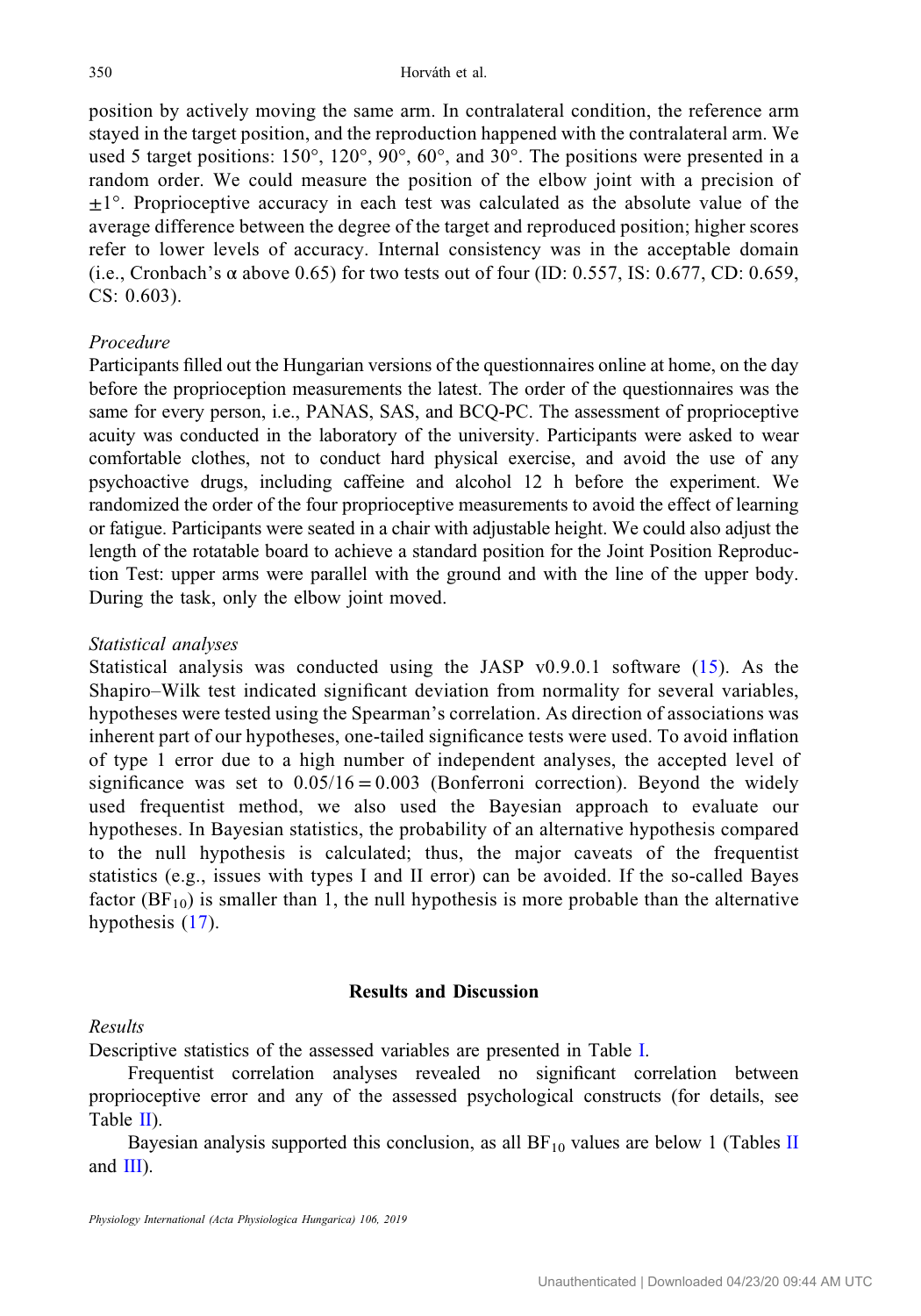position by actively moving the same arm. In contralateral condition, the reference arm stayed in the target position, and the reproduction happened with the contralateral arm. We used 5 target positions: 150°, 120°, 90°, 60°, and 30°. The positions were presented in a random order. We could measure the position of the elbow joint with a precision of ±1°. Proprioceptive accuracy in each test was calculated as the absolute value of the average difference between the degree of the target and reproduced position; higher scores refer to lower levels of accuracy. Internal consistency was in the acceptable domain (i.e., Cronbach's α above 0.65) for two tests out of four (ID: 0.557, IS: 0.677, CD: 0.659, CS: 0.603).

*Procedure*

Participants filled out the Hungarian versions of the questionnaires online at home, on the day before the proprioception measurements the latest. The order of the questionnaires was the same for every person, i.e., PANAS, SAS, and BCQ-PC. The assessment of proprioceptive acuity was conducted in the laboratory of the university. Participants were asked to wear comfortable clothes, not to conduct hard physical exercise, and avoid the use of any psychoactive drugs, including caffeine and alcohol 12 h before the experiment. We randomized the order of the four proprioceptive measurements to avoid the effect of learning or fatigue. Participants were seated in a chair with adjustable height. We could also adjust the length of the rotatable board to achieve a standard position for the Joint Position Reproduction Test: upper arms were parallel with the ground and with the line of the upper body. During the task, only the elbow joint moved.

*Statistical analyses*

Statistical analysis was conducted using the JASP v0.9.0.1 software (15). As the Shapiro–Wilk test indicated significant deviation from normality for several variables, hypotheses were tested using the Spearman's correlation. As direction of associations was inherent part of our hypotheses, one-tailed significance tests were used. To avoid inflation of type 1 error due to a high number of independent analyses, the accepted level of significance was set to $0.05/16 = 0.003$ (Bonferroni correction). Beyond the widely used frequentist method, we also used the Bayesian approach to evaluate our hypotheses. In Bayesian statistics, the probability of an alternative hypothesis compared to the null hypothesis is calculated; thus, the major caveats of the frequentist statistics (e.g., issues with types I and II error) can be avoided. If the so-called Bayes factor ($BF_{10}$) is smaller than 1, the null hypothesis is more probable than the alternative hypothesis (17).

## Results and Discussion

*Results*

Descriptive statistics of the assessed variables are presented in Table I.

Frequentist correlation analyses revealed no significant correlation between proprioceptive error and any of the assessed psychological constructs (for details, see Table II).

Bayesian analysis supported this conclusion, as all $BF_{10}$ values are below 1 (Tables II and III).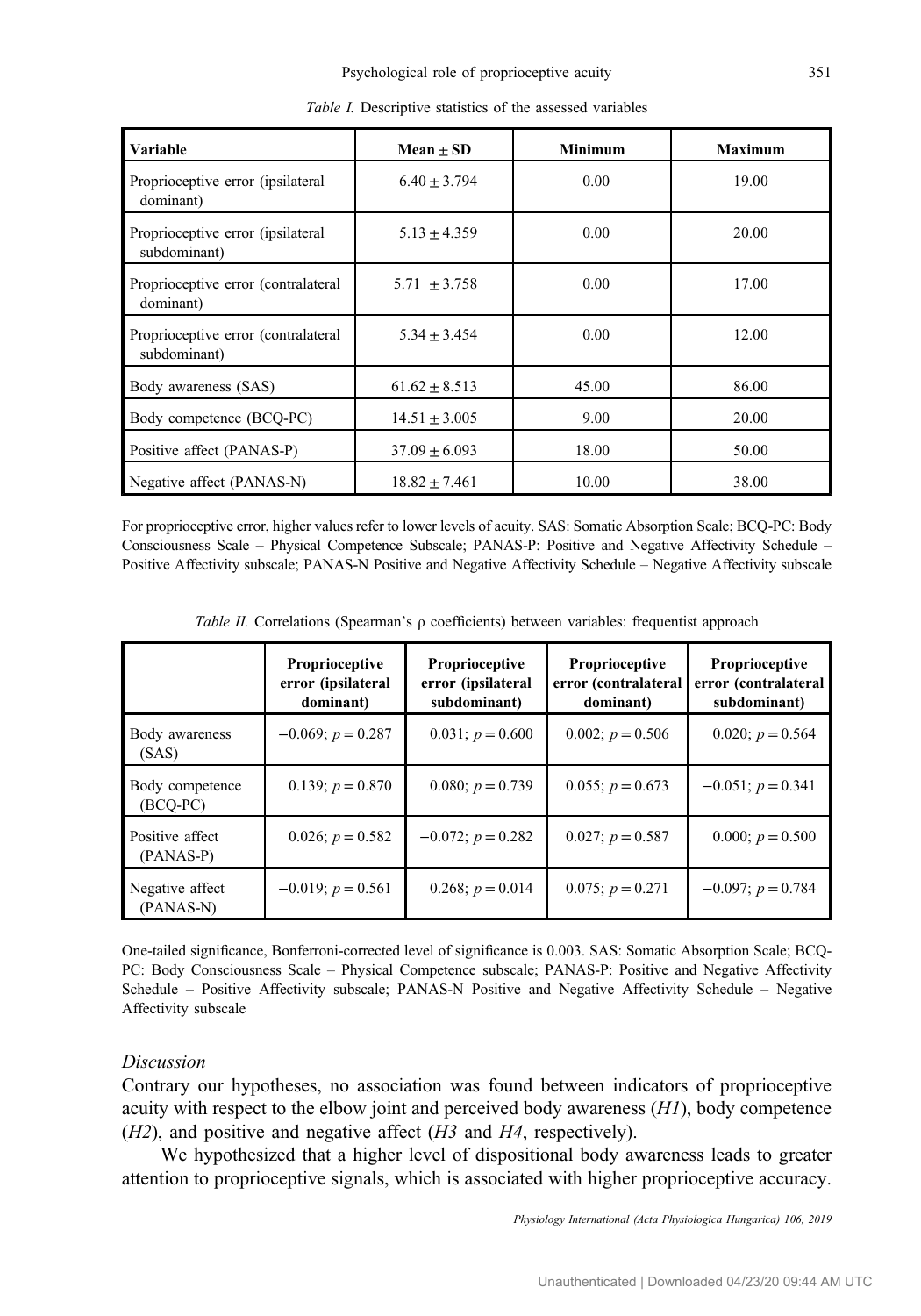*Table I.* Descriptive statistics of the assessed variables

| Variable | Mean ± SD | Minimum | Maximum |
|---|---|---|---|
| Proprioceptive error (ipsilateral dominant) | $6.40 \pm 3.794$ | 0.00 | 19.00 |
| Proprioceptive error (ipsilateral subdominant) | $5.13 \pm 4.359$ | 0.00 | 20.00 |
| Proprioceptive error (contralateral dominant) | $5.71 \pm 3.758$ | 0.00 | 17.00 |
| Proprioceptive error (contralateral subdominant) | $5.34 \pm 3.454$ | 0.00 | 12.00 |
| Body awareness (SAS) | $61.62 \pm 8.513$ | 45.00 | 86.00 |
| Body competence (BCQ-PC) | $14.51 \pm 3.005$ | 9.00 | 20.00 |
| Positive affect (PANAS-P) | $37.09 \pm 6.093$ | 18.00 | 50.00 |
| Negative affect (PANAS-N) | $18.82 \pm 7.461$ | 10.00 | 38.00 |

For proprioceptive error, higher values refer to lower levels of acuity. SAS: Somatic Absorption Scale; BCQ-PC: Body Consciousness Scale – Physical Competence Subscale; PANAS-P: Positive and Negative Affectivity Schedule – Positive Affectivity subscale; PANAS-N Positive and Negative Affectivity Schedule – Negative Affectivity subscale

*Table II.* Correlations (Spearman's ρ coefficients) between variables: frequentist approach

| | Proprioceptive error (ipsilateral dominant) | Proprioceptive error (ipsilateral subdominant) | Proprioceptive error (contralateral dominant) | Proprioceptive error (contralateral subdominant) |
|---|---|---|---|---|
| Body awareness (SAS) | $-0.069$; $p = 0.287$ | $0.031$; $p = 0.600$ | $0.002$; $p = 0.506$ | $0.020$; $p = 0.564$ |
| Body competence (BCQ-PC) | $0.139$; $p = 0.870$ | $0.080$; $p = 0.739$ | $0.055$; $p = 0.673$ | $-0.051$; $p = 0.341$ |
| Positive affect (PANAS-P) | $0.026$; $p = 0.582$ | $-0.072$; $p = 0.282$ | $0.027$; $p = 0.587$ | $0.000$; $p = 0.500$ |
| Negative affect (PANAS-N) | $-0.019$; $p = 0.561$ | $0.268$; $p = 0.014$ | $0.075$; $p = 0.271$ | $-0.097$; $p = 0.784$ |

One-tailed significance, Bonferroni-corrected level of significance is 0.003. SAS: Somatic Absorption Scale; BCQ-PC: Body Consciousness Scale – Physical Competence subscale; PANAS-P: Positive and Negative Affectivity Schedule – Positive Affectivity subscale; PANAS-N Positive and Negative Affectivity Schedule – Negative Affectivity subscale

### *Discussion*

Contrary our hypotheses, no association was found between indicators of proprioceptive acuity with respect to the elbow joint and perceived body awareness (*H1*), body competence (*H2*), and positive and negative affect (*H3* and *H4*, respectively).

We hypothesized that a higher level of dispositional body awareness leads to greater attention to proprioceptive signals, which is associated with higher proprioceptive accuracy.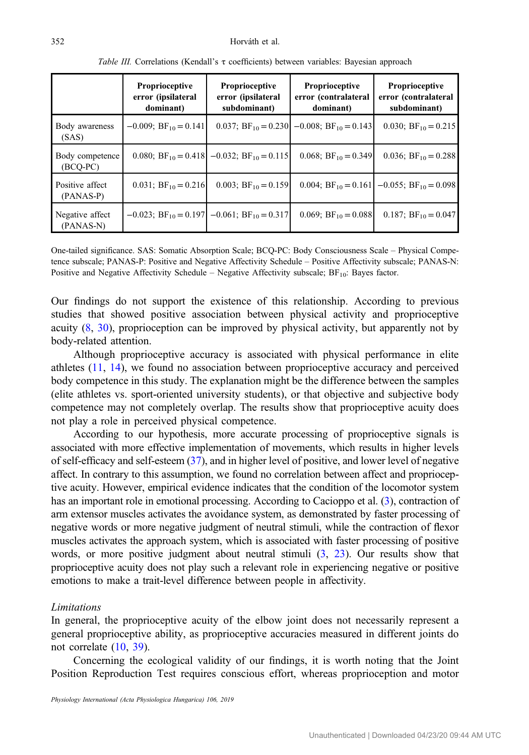*Table III.* Correlations (Kendall's τ coefficients) between variables: Bayesian approach

| | Proprioceptive error (ipsilateral dominant) | Proprioceptive error (ipsilateral subdominant) | Proprioceptive error (contralateral dominant) | Proprioceptive error (contralateral subdominant) |
|---|---|---|---|---|
| Body awareness (SAS) | −0.009; $BF_{10} = 0.141$ | 0.037; $BF_{10} = 0.230$ | −0.008; $BF_{10} = 0.143$ | 0.030; $BF_{10} = 0.215$ |
| Body competence (BCQ-PC) | 0.080; $BF_{10} = 0.418$ | −0.032; $BF_{10} = 0.115$ | 0.068; $BF_{10} = 0.349$ | 0.036; $BF_{10} = 0.288$ |
| Positive affect (PANAS-P) | 0.031; $BF_{10} = 0.216$ | 0.003; $BF_{10} = 0.159$ | 0.004; $BF_{10} = 0.161$ | −0.055; $BF_{10} = 0.098$ |
| Negative affect (PANAS-N) | −0.023; $BF_{10} = 0.197$ | −0.061; $BF_{10} = 0.317$ | 0.069; $BF_{10} = 0.088$ | 0.187; $BF_{10} = 0.047$ |

One-tailed significance. SAS: Somatic Absorption Scale; BCQ-PC: Body Consciousness Scale – Physical Competence subscale; PANAS-P: Positive and Negative Affectivity Schedule – Positive Affectivity subscale; PANAS-N: Positive and Negative Affectivity Schedule – Negative Affectivity subscale; $BF_{10}$: Bayes factor.

Our findings do not support the existence of this relationship. According to previous studies that showed positive association between physical activity and proprioceptive acuity (8, 30), proprioception can be improved by physical activity, but apparently not by body-related attention.

Although proprioceptive accuracy is associated with physical performance in elite athletes (11, 14), we found no association between proprioceptive accuracy and perceived body competence in this study. The explanation might be the difference between the samples (elite athletes vs. sport-oriented university students), or that objective and subjective body competence may not completely overlap. The results show that proprioceptive acuity does not play a role in perceived physical competence.

According to our hypothesis, more accurate processing of proprioceptive signals is associated with more effective implementation of movements, which results in higher levels of self-efficacy and self-esteem (37), and in higher level of positive, and lower level of negative affect. In contrary to this assumption, we found no correlation between affect and proprioceptive acuity. However, empirical evidence indicates that the condition of the locomotor system has an important role in emotional processing. According to Cacioppo et al. (3), contraction of arm extensor muscles activates the avoidance system, as demonstrated by faster processing of negative words or more negative judgment of neutral stimuli, while the contraction of flexor muscles activates the approach system, which is associated with faster processing of positive words, or more positive judgment about neutral stimuli (3, 23). Our results show that proprioceptive acuity does not play such a relevant role in experiencing negative or positive emotions to make a trait-level difference between people in affectivity.

### *Limitations*

In general, the proprioceptive acuity of the elbow joint does not necessarily represent a general proprioceptive ability, as proprioceptive accuracies measured in different joints do not correlate (10, 39).

Concerning the ecological validity of our findings, it is worth noting that the Joint Position Reproduction Test requires conscious effort, whereas proprioception and motor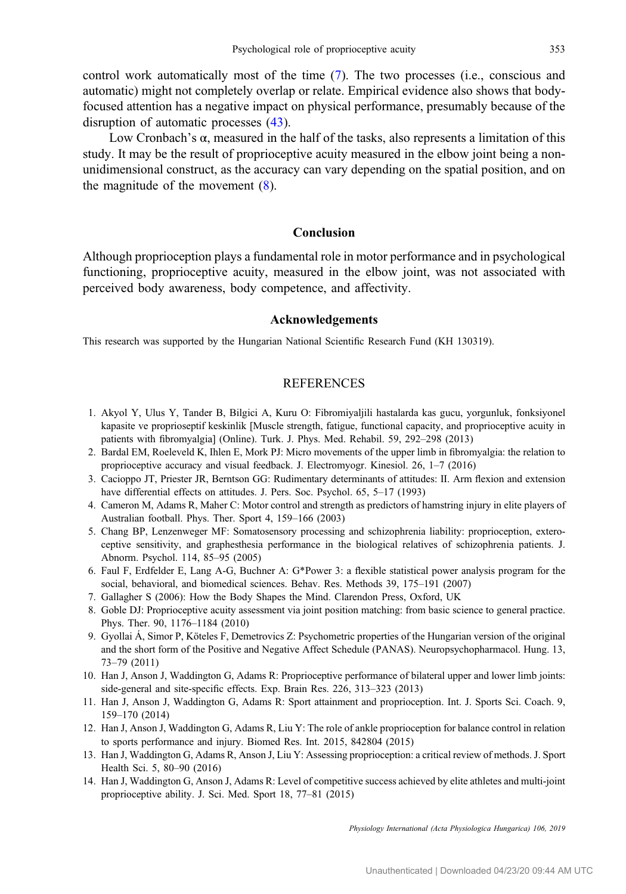control work automatically most of the time (7). The two processes (i.e., conscious and automatic) might not completely overlap or relate. Empirical evidence also shows that body-focused attention has a negative impact on physical performance, presumably because of the disruption of automatic processes (43).

Low Cronbach's α, measured in the half of the tasks, also represents a limitation of this study. It may be the result of proprioceptive acuity measured in the elbow joint being a non-unidimensional construct, as the accuracy can vary depending on the spatial position, and on the magnitude of the movement (8).

## Conclusion

Although proprioception plays a fundamental role in motor performance and in psychological functioning, proprioceptive acuity, measured in the elbow joint, was not associated with perceived body awareness, body competence, and affectivity.

## Acknowledgements

This research was supported by the Hungarian National Scientific Research Fund (KH 130319).

## REFERENCES

1. Akyol Y, Ulus Y, Tander B, Bilgici A, Kuru O: Fibromiyaljili hastalarda kas gucu, yorgunluk, fonksiyonel kapasite ve proprioseptif keskinlik [Muscle strength, fatigue, functional capacity, and proprioceptive acuity in patients with fibromyalgia] (Online). Turk. J. Phys. Med. Rehabil. 59, 292–298 (2013)
2. Bardal EM, Roeleveld K, Ihlen E, Mork PJ: Micro movements of the upper limb in fibromyalgia: the relation to proprioceptive accuracy and visual feedback. J. Electromyogr. Kinesiol. 26, 1–7 (2016)
3. Cacioppo JT, Priester JR, Berntson GG: Rudimentary determinants of attitudes: II. Arm flexion and extension have differential effects on attitudes. J. Pers. Soc. Psychol. 65, 5–17 (1993)
4. Cameron M, Adams R, Maher C: Motor control and strength as predictors of hamstring injury in elite players of Australian football. Phys. Ther. Sport 4, 159–166 (2003)
5. Chang BP, Lenzenweger MF: Somatosensory processing and schizophrenia liability: proprioception, exteroceptive sensitivity, and graphesthesia performance in the biological relatives of schizophrenia patients. J. Abnorm. Psychol. 114, 85–95 (2005)
6. Faul F, Erdfelder E, Lang A-G, Buchner A: G*Power 3: a flexible statistical power analysis program for the social, behavioral, and biomedical sciences. Behav. Res. Methods 39, 175–191 (2007)
7. Gallagher S (2006): How the Body Shapes the Mind. Clarendon Press, Oxford, UK
8. Goble DJ: Proprioceptive acuity assessment via joint position matching: from basic science to general practice. Phys. Ther. 90, 1176–1184 (2010)
9. Gyollai Á, Simor P, Köteles F, Demetrovics Z: Psychometric properties of the Hungarian version of the original and the short form of the Positive and Negative Affect Schedule (PANAS). Neuropsychopharmacol. Hung. 13, 73–79 (2011)
10. Han J, Anson J, Waddington G, Adams R: Proprioceptive performance of bilateral upper and lower limb joints: side-general and site-specific effects. Exp. Brain Res. 226, 313–323 (2013)
11. Han J, Anson J, Waddington G, Adams R: Sport attainment and proprioception. Int. J. Sports Sci. Coach. 9, 159–170 (2014)
12. Han J, Anson J, Waddington G, Adams R, Liu Y: The role of ankle proprioception for balance control in relation to sports performance and injury. Biomed Res. Int. 2015, 842804 (2015)
13. Han J, Waddington G, Adams R, Anson J, Liu Y: Assessing proprioception: a critical review of methods. J. Sport Health Sci. 5, 80–90 (2016)
14. Han J, Waddington G, Anson J, Adams R: Level of competitive success achieved by elite athletes and multi-joint proprioceptive ability. J. Sci. Med. Sport 18, 77–81 (2015)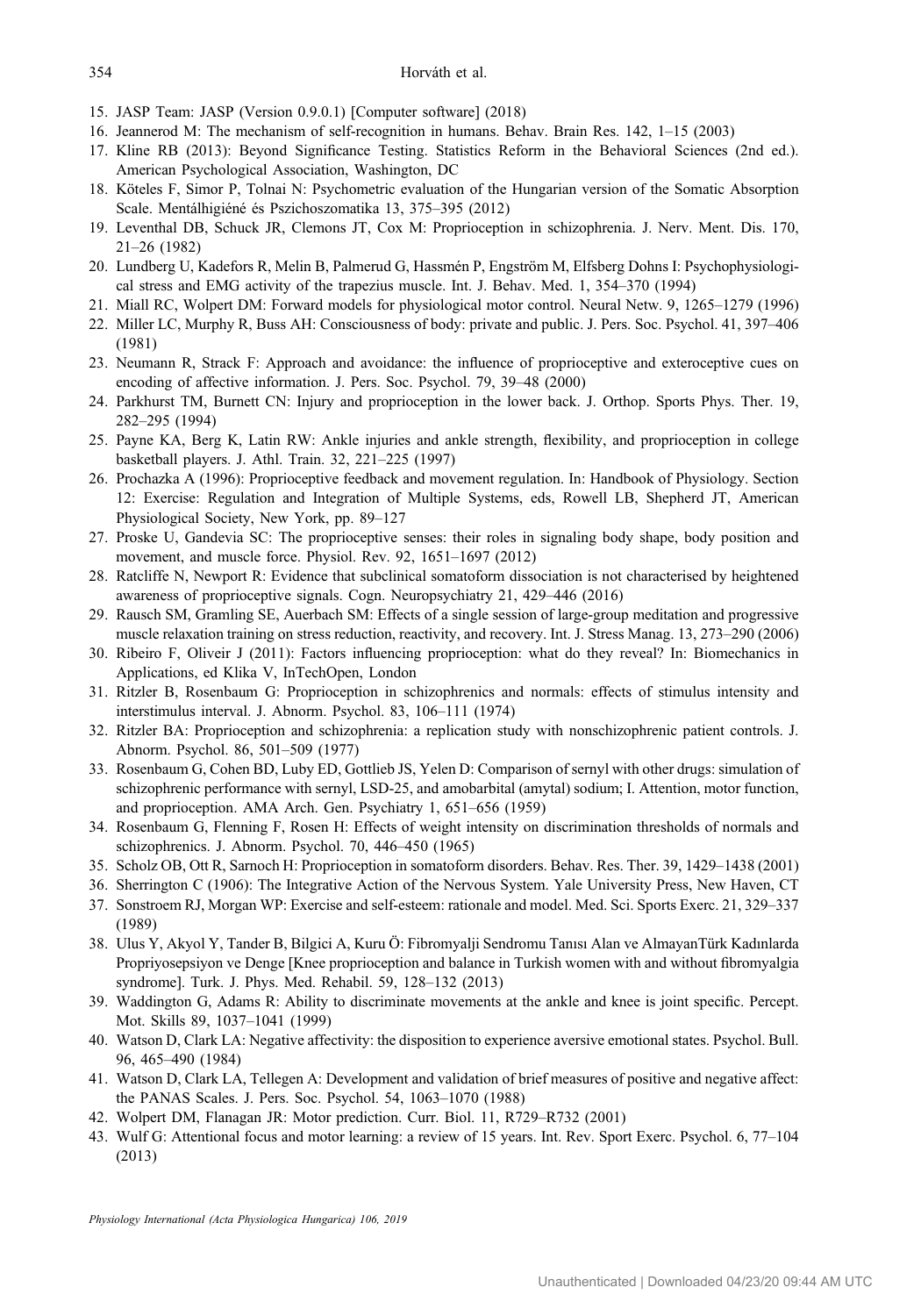15. JASP Team: JASP (Version 0.9.0.1) [Computer software] (2018)
16. Jeannerod M: The mechanism of self-recognition in humans. Behav. Brain Res. 142, 1–15 (2003)
17. Kline RB (2013): Beyond Significance Testing. Statistics Reform in the Behavioral Sciences (2nd ed.). American Psychological Association, Washington, DC
18. Köteles F, Simor P, Tolnai N: Psychometric evaluation of the Hungarian version of the Somatic Absorption Scale. Mentálhigiéné és Pszichoszomatika 13, 375–395 (2012)
19. Leventhal DB, Schuck JR, Clemons JT, Cox M: Proprioception in schizophrenia. J. Nerv. Ment. Dis. 170, 21–26 (1982)
20. Lundberg U, Kadefors R, Melin B, Palmerud G, Hassmén P, Engström M, Elfsberg Dohns I: Psychophysiological stress and EMG activity of the trapezius muscle. Int. J. Behav. Med. 1, 354–370 (1994)
21. Miall RC, Wolpert DM: Forward models for physiological motor control. Neural Netw. 9, 1265–1279 (1996)
22. Miller LC, Murphy R, Buss AH: Consciousness of body: private and public. J. Pers. Soc. Psychol. 41, 397–406 (1981)
23. Neumann R, Strack F: Approach and avoidance: the influence of proprioceptive and exteroceptive cues on encoding of affective information. J. Pers. Soc. Psychol. 79, 39–48 (2000)
24. Parkhurst TM, Burnett CN: Injury and proprioception in the lower back. J. Orthop. Sports Phys. Ther. 19, 282–295 (1994)
25. Payne KA, Berg K, Latin RW: Ankle injuries and ankle strength, flexibility, and proprioception in college basketball players. J. Athl. Train. 32, 221–225 (1997)
26. Prochazka A (1996): Proprioceptive feedback and movement regulation. In: Handbook of Physiology. Section 12: Exercise: Regulation and Integration of Multiple Systems, eds, Rowell LB, Shepherd JT, American Physiological Society, New York, pp. 89–127
27. Proske U, Gandevia SC: The proprioceptive senses: their roles in signaling body shape, body position and movement, and muscle force. Physiol. Rev. 92, 1651–1697 (2012)
28. Ratcliffe N, Newport R: Evidence that subclinical somatoform dissociation is not characterised by heightened awareness of proprioceptive signals. Cogn. Neuropsychiatry 21, 429–446 (2016)
29. Rausch SM, Gramling SE, Auerbach SM: Effects of a single session of large-group meditation and progressive muscle relaxation training on stress reduction, reactivity, and recovery. Int. J. Stress Manag. 13, 273–290 (2006)
30. Ribeiro F, Oliveir J (2011): Factors influencing proprioception: what do they reveal? In: Biomechanics in Applications, ed Klika V, InTechOpen, London
31. Ritzler B, Rosenbaum G: Proprioception in schizophrenics and normals: effects of stimulus intensity and interstimulus interval. J. Abnorm. Psychol. 83, 106–111 (1974)
32. Ritzler BA: Proprioception and schizophrenia: a replication study with nonschizophrenic patient controls. J. Abnorm. Psychol. 86, 501–509 (1977)
33. Rosenbaum G, Cohen BD, Luby ED, Gottlieb JS, Yelen D: Comparison of sernyl with other drugs: simulation of schizophrenic performance with sernyl, LSD-25, and amobarbital (amytal) sodium; I. Attention, motor function, and proprioception. AMA Arch. Gen. Psychiatry 1, 651–656 (1959)
34. Rosenbaum G, Flenning F, Rosen H: Effects of weight intensity on discrimination thresholds of normals and schizophrenics. J. Abnorm. Psychol. 70, 446–450 (1965)
35. Scholz OB, Ott R, Sarnoch H: Proprioception in somatoform disorders. Behav. Res. Ther. 39, 1429–1438 (2001)
36. Sherrington C (1906): The Integrative Action of the Nervous System. Yale University Press, New Haven, CT
37. Sonstroem RJ, Morgan WP: Exercise and self-esteem: rationale and model. Med. Sci. Sports Exerc. 21, 329–337 (1989)
38. Ulus Y, Akyol Y, Tander B, Bilgici A, Kuru Ö: Fibromyalji Sendromu Tanısı Alan ve AlmayanTürk Kadınlarda Propriyosepsiyon ve Denge [Knee proprioception and balance in Turkish women with and without fibromyalgia syndrome]. Turk. J. Phys. Med. Rehabil. 59, 128–132 (2013)
39. Waddington G, Adams R: Ability to discriminate movements at the ankle and knee is joint specific. Percept. Mot. Skills 89, 1037–1041 (1999)
40. Watson D, Clark LA: Negative affectivity: the disposition to experience aversive emotional states. Psychol. Bull. 96, 465–490 (1984)
41. Watson D, Clark LA, Tellegen A: Development and validation of brief measures of positive and negative affect: the PANAS Scales. J. Pers. Soc. Psychol. 54, 1063–1070 (1988)
42. Wolpert DM, Flanagan JR: Motor prediction. Curr. Biol. 11, R729–R732 (2001)
43. Wulf G: Attentional focus and motor learning: a review of 15 years. Int. Rev. Sport Exerc. Psychol. 6, 77–104 (2013)